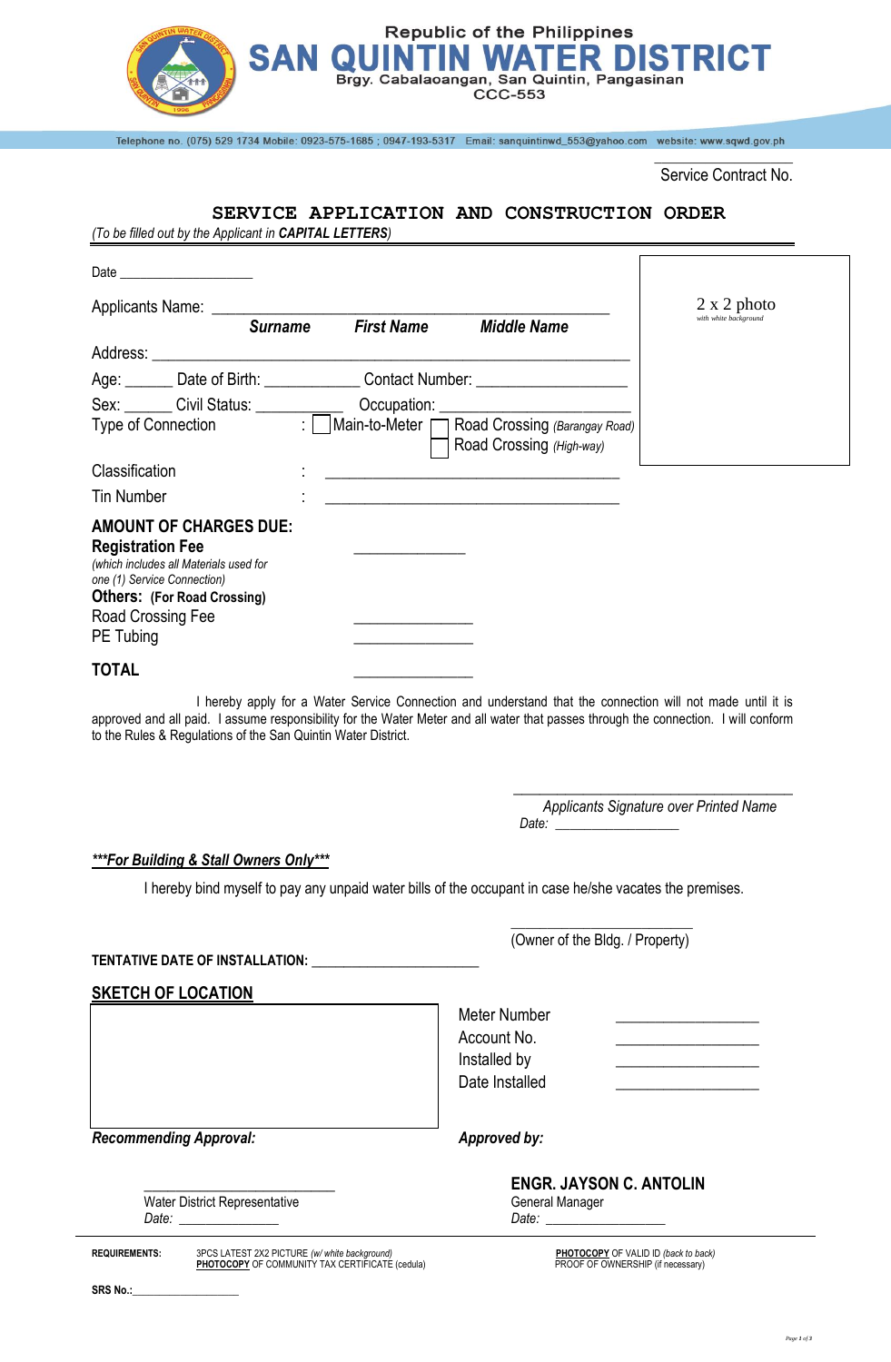Republic of the Philippines

# SAN QUINTIN WATER DISTRICT

Brgy. Cabalaoangan, San Quintin, Pangasinan

CCC-553

Telephone no. (075) 529 1734 Mobile: 0923-575-1685 ; 0947-193-5317 Email: sanquintinwd_553@yahoo.com website: www.sqwd.gov.ph

\_\_\_\_\_\_\_\_\_\_\_\_\_\_\_\_\_\_\_\_

Service Contract No.

## SERVICE APPLICATION AND CONSTRUCTION ORDER

*(To be filled out by the Applicant in **CAPITAL LETTERS**)*

Date \_\_\_\_\_\_\_\_\_\_\_\_\_\_\_\_\_\_\_\_

2 x 2 photo
*with white background*

Applicants Name: \_\_\_\_\_\_\_\_\_\_\_\_\_\_\_\_\_\_\_\_\_\_\_\_\_\_\_\_\_\_\_\_\_\_\_\_\_\_\_\_\_\_\_\_\_\_\_\_

***Surname*** ***First Name*** ***Middle Name***

Address: \_\_\_\_\_\_\_\_\_\_\_\_\_\_\_\_\_\_\_\_\_\_\_\_\_\_\_\_\_\_\_\_\_\_\_\_\_\_\_\_\_\_\_\_\_\_\_\_\_\_\_\_\_\_

Age: \_\_\_\_\_\_ Date of Birth: \_\_\_\_\_\_\_\_\_\_\_\_ Contact Number: \_\_\_\_\_\_\_\_\_\_\_\_\_\_\_\_\_\_

Sex: \_\_\_\_\_\_ Civil Status: \_\_\_\_\_\_\_\_\_\_\_\_ Occupation: \_\_\_\_\_\_\_\_\_\_\_\_\_\_\_\_\_\_\_\_\_\_\_\_

Type of Connection : ☐ Main-to-Meter ☐ Road Crossing *(Barangay Road)* ☐ Road Crossing *(High-way)*

Classification : \_\_\_\_\_\_\_\_\_\_\_\_\_\_\_\_\_\_\_\_\_\_\_\_\_\_\_\_\_\_\_\_\_\_\_\_\_\_\_\_

Tin Number : \_\_\_\_\_\_\_\_\_\_\_\_\_\_\_\_\_\_\_\_\_\_\_\_\_\_\_\_\_\_\_\_\_\_\_\_\_\_\_\_

**AMOUNT OF CHARGES DUE:**

**Registration Fee** \_\_\_\_\_\_\_\_\_\_\_\_\_\_\_
*(which includes all Materials used for one (1) Service Connection)*

**Others: (For Road Crossing)**

Road Crossing Fee \_\_\_\_\_\_\_\_\_\_\_\_\_\_\_\_

PE Tubing \_\_\_\_\_\_\_\_\_\_\_\_\_\_\_\_

**TOTAL** \_\_\_\_\_\_\_\_\_\_\_\_\_\_\_\_

I hereby apply for a Water Service Connection and understand that the connection will not made until it is approved and all paid. I assume responsibility for the Water Meter and all water that passes through the connection. I will conform to the Rules & Regulations of the San Quintin Water District.

\_\_\_\_\_\_\_\_\_\_\_\_\_\_\_\_\_\_\_\_\_\_\_\_\_\_\_\_\_\_\_\_\_\_\_\_\_\_
*Applicants Signature over Printed Name*
*Date:* \_\_\_\_\_\_\_\_\_\_\_\_\_\_\_\_\_\_\_

***For Building & Stall Owners Only***

I hereby bind myself to pay any unpaid water bills of the occupant in case he/she vacates the premises.

\_\_\_\_\_\_\_\_\_\_\_\_\_\_\_\_\_\_\_\_\_\_\_\_\_\_
(Owner of the Bldg. / Property)

**TENTATIVE DATE OF INSTALLATION:** \_\_\_\_\_\_\_\_\_\_\_\_\_\_\_\_\_\_\_\_\_\_\_\_\_\_

**SKETCH OF LOCATION**

Meter Number \_\_\_\_\_\_\_\_\_\_\_\_\_\_\_\_\_\_\_\_

Account No. \_\_\_\_\_\_\_\_\_\_\_\_\_\_\_\_\_\_\_\_

Installed by \_\_\_\_\_\_\_\_\_\_\_\_\_\_\_\_\_\_\_\_

Date Installed \_\_\_\_\_\_\_\_\_\_\_\_\_\_\_\_\_\_\_\_

***Recommending Approval:***

\_\_\_\_\_\_\_\_\_\_\_\_\_\_\_\_\_\_\_\_\_\_\_\_\_\_\_
Water District Representative
*Date:* \_\_\_\_\_\_\_\_\_\_\_\_\_\_

***Approved by:***

**ENGR. JAYSON C. ANTOLIN**
General Manager
*Date:* \_\_\_\_\_\_\_\_\_\_\_\_\_\_\_\_\_

**REQUIREMENTS:**

- 3PCS LATEST 2X2 PICTURE *(w/ white background)*
- **PHOTOCOPY** OF COMMUNITY TAX CERTIFICATE (cedula)
- **PHOTOCOPY** OF VALID ID *(back to back)*
- PROOF OF OWNERSHIP (if necessary)

**SRS No.:**\_\_\_\_\_\_\_\_\_\_\_\_\_\_\_\_\_\_\_\_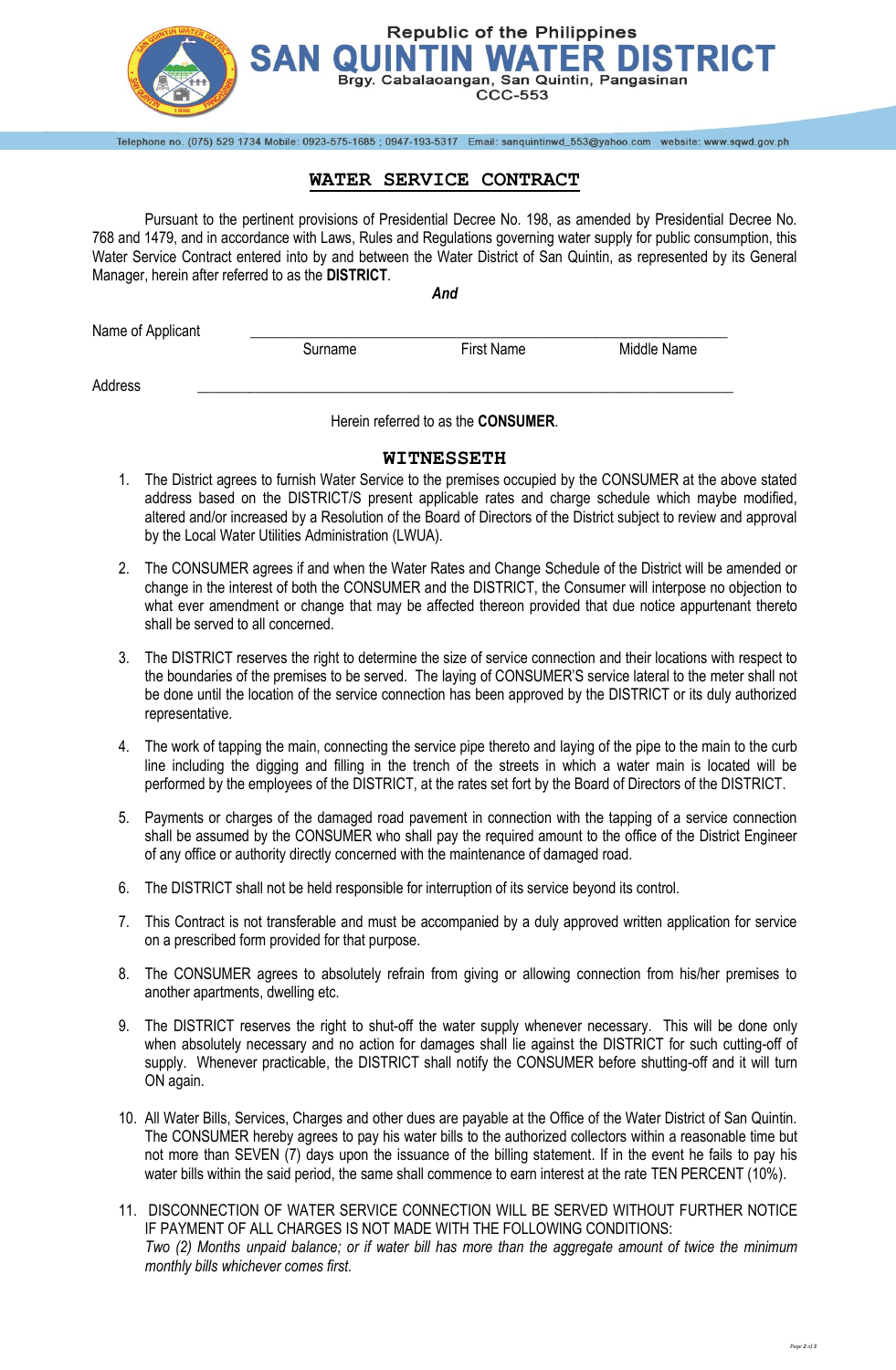Republic of the Philippines

# SAN QUINTIN WATER DISTRICT

Brgy. Cabalaoangan, San Quintin, Pangasinan
CCC-553

Telephone no. (075) 529 1734 Mobile: 0923-575-1685 ; 0947-193-5317 Email: sanquintinwd_553@yahoo.com website: www.sqwd.gov.ph

## WATER SERVICE CONTRACT

Pursuant to the pertinent provisions of Presidential Decree No. 198, as amended by Presidential Decree No. 768 and 1479, and in accordance with Laws, Rules and Regulations governing water supply for public consumption, this Water Service Contract entered into by and between the Water District of San Quintin, as represented by its General Manager, herein after referred to as the **DISTRICT**.

***And***

Name of Applicant ______________________________________________
Surname First Name Middle Name

Address ______________________________________________

Herein referred to as the **CONSUMER**.

## WITNESSETH

1. The District agrees to furnish Water Service to the premises occupied by the CONSUMER at the above stated address based on the DISTRICT/S present applicable rates and charge schedule which maybe modified, altered and/or increased by a Resolution of the Board of Directors of the District subject to review and approval by the Local Water Utilities Administration (LWUA).

2. The CONSUMER agrees if and when the Water Rates and Change Schedule of the District will be amended or change in the interest of both the CONSUMER and the DISTRICT, the Consumer will interpose no objection to what ever amendment or change that may be affected thereon provided that due notice appurtenant thereto shall be served to all concerned.

3. The DISTRICT reserves the right to determine the size of service connection and their locations with respect to the boundaries of the premises to be served. The laying of CONSUMER'S service lateral to the meter shall not be done until the location of the service connection has been approved by the DISTRICT or its duly authorized representative.

4. The work of tapping the main, connecting the service pipe thereto and laying of the pipe to the main to the curb line including the digging and filling in the trench of the streets in which a water main is located will be performed by the employees of the DISTRICT, at the rates set fort by the Board of Directors of the DISTRICT.

5. Payments or charges of the damaged road pavement in connection with the tapping of a service connection shall be assumed by the CONSUMER who shall pay the required amount to the office of the District Engineer of any office or authority directly concerned with the maintenance of damaged road.

6. The DISTRICT shall not be held responsible for interruption of its service beyond its control.

7. This Contract is not transferable and must be accompanied by a duly approved written application for service on a prescribed form provided for that purpose.

8. The CONSUMER agrees to absolutely refrain from giving or allowing connection from his/her premises to another apartments, dwelling etc.

9. The DISTRICT reserves the right to shut-off the water supply whenever necessary. This will be done only when absolutely necessary and no action for damages shall lie against the DISTRICT for such cutting-off of supply. Whenever practicable, the DISTRICT shall notify the CONSUMER before shutting-off and it will turn ON again.

10. All Water Bills, Services, Charges and other dues are payable at the Office of the Water District of San Quintin. The CONSUMER hereby agrees to pay his water bills to the authorized collectors within a reasonable time but not more than SEVEN (7) days upon the issuance of the billing statement. If in the event he fails to pay his water bills within the said period, the same shall commence to earn interest at the rate TEN PERCENT (10%).

11. DISCONNECTION OF WATER SERVICE CONNECTION WILL BE SERVED WITHOUT FURTHER NOTICE IF PAYMENT OF ALL CHARGES IS NOT MADE WITH THE FOLLOWING CONDITIONS:
*Two (2) Months unpaid balance; or if water bill has more than the aggregate amount of twice the minimum monthly bills whichever comes first.*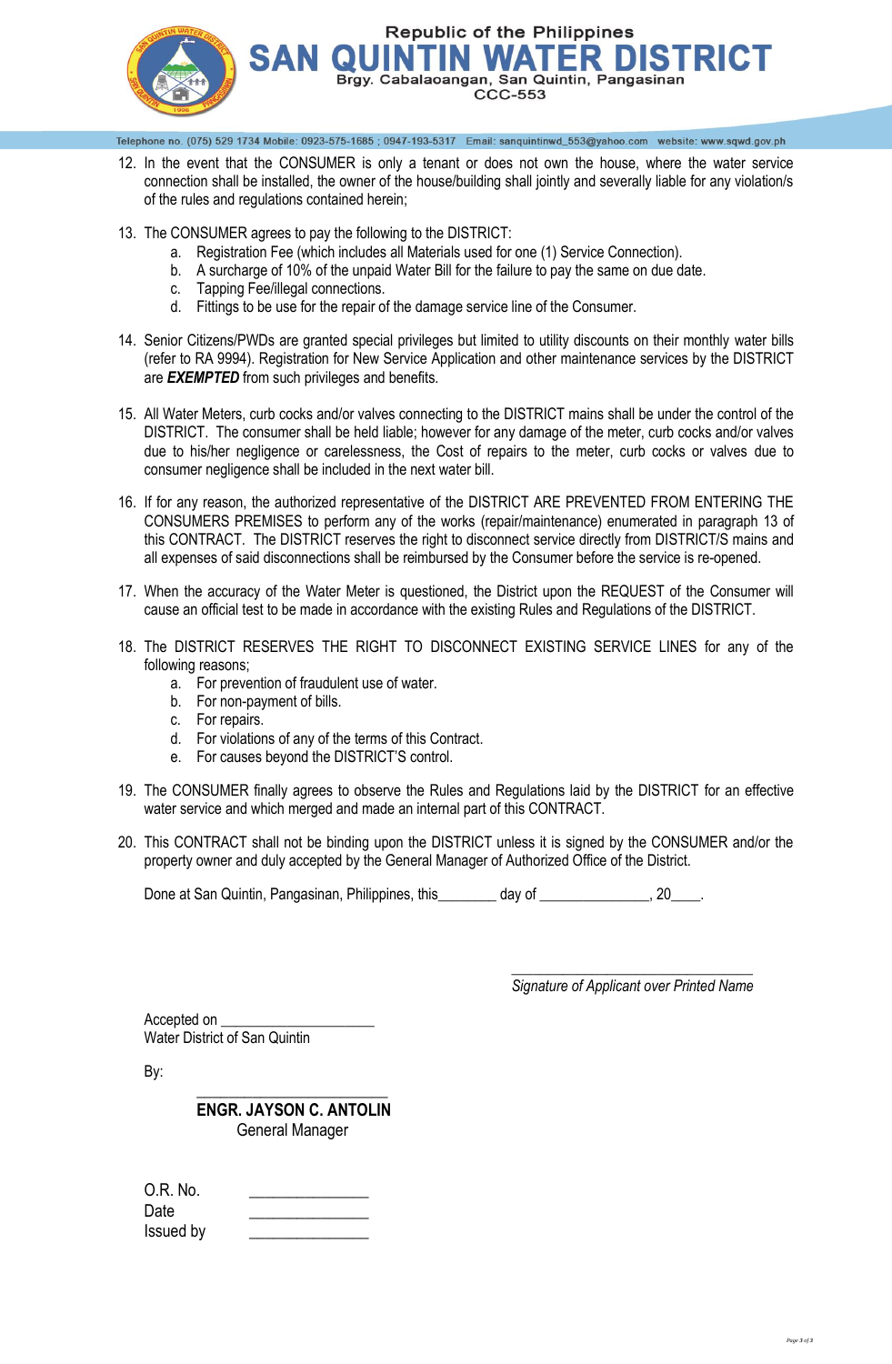12. In the event that the CONSUMER is only a tenant or does not own the house, where the water service connection shall be installed, the owner of the house/building shall jointly and severally liable for any violation/s of the rules and regulations contained herein;

13. The CONSUMER agrees to pay the following to the DISTRICT:
    a. Registration Fee (which includes all Materials used for one (1) Service Connection).
    b. A surcharge of 10% of the unpaid Water Bill for the failure to pay the same on due date.
    c. Tapping Fee/illegal connections.
    d. Fittings to be use for the repair of the damage service line of the Consumer.

14. Senior Citizens/PWDs are granted special privileges but limited to utility discounts on their monthly water bills (refer to RA 9994). Registration for New Service Application and other maintenance services by the DISTRICT are ***EXEMPTED*** from such privileges and benefits.

15. All Water Meters, curb cocks and/or valves connecting to the DISTRICT mains shall be under the control of the DISTRICT. The consumer shall be held liable; however for any damage of the meter, curb cocks and/or valves due to his/her negligence or carelessness, the Cost of repairs to the meter, curb cocks or valves due to consumer negligence shall be included in the next water bill.

16. If for any reason, the authorized representative of the DISTRICT ARE PREVENTED FROM ENTERING THE CONSUMERS PREMISES to perform any of the works (repair/maintenance) enumerated in paragraph 13 of this CONTRACT. The DISTRICT reserves the right to disconnect service directly from DISTRICT/S mains and all expenses of said disconnections shall be reimbursed by the Consumer before the service is re-opened.

17. When the accuracy of the Water Meter is questioned, the District upon the REQUEST of the Consumer will cause an official test to be made in accordance with the existing Rules and Regulations of the DISTRICT.

18. The DISTRICT RESERVES THE RIGHT TO DISCONNECT EXISTING SERVICE LINES for any of the following reasons;
    a. For prevention of fraudulent use of water.
    b. For non-payment of bills.
    c. For repairs.
    d. For violations of any of the terms of this Contract.
    e. For causes beyond the DISTRICT'S control.

19. The CONSUMER finally agrees to observe the Rules and Regulations laid by the DISTRICT for an effective water service and which merged and made an internal part of this CONTRACT.

20. This CONTRACT shall not be binding upon the DISTRICT unless it is signed by the CONSUMER and/or the property owner and duly accepted by the General Manager of Authorized Office of the District.

Done at San Quintin, Pangasinan, Philippines, this________ day of _______________, 20____.

_________________________________
*Signature of Applicant over Printed Name*

Accepted on _____________________
Water District of San Quintin

By:

__________________________
**ENGR. JAYSON C. ANTOLIN**
General Manager

O.R. No. _______________
Date _______________
Issued by _______________